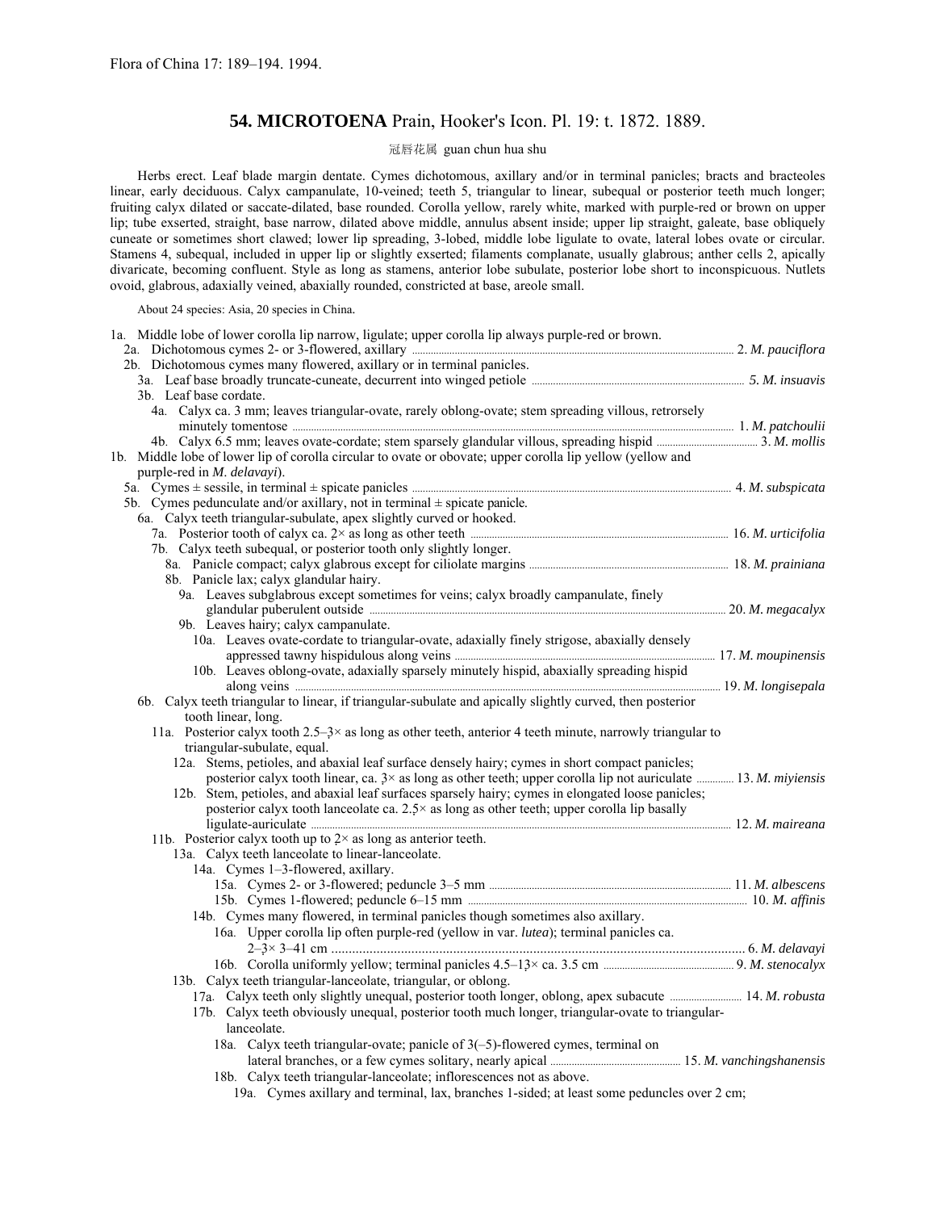Flora of China 17: 189–194. 1994.

## 54. MICROTOENA Prain, Hooker's Icon. Pl. 19: t. 1872. 1889.

冠唇花属 guan chun hua shu

Herbs erect. Leaf blade margin dentate. Cymes dichotomous, axillary and/or in terminal panicles; bracts and bracteoles linear, early deciduous. Calyx campanulate, 10-veined; teeth 5, triangular to linear, subequal or posterior teeth much longer; fruiting calyx dilated or saccate-dilated, base rounded. Corolla yellow, rarely white, marked with purple-red or brown on upper lip; tube exserted, straight, base narrow, dilated above middle, annulus absent inside; upper lip straight, galeate, base obliquely cuneate or sometimes short clawed; lower lip spreading, 3-lobed, middle lobe ligulate to ovate, lateral lobes ovate or circular. Stamens 4, subequal, included in upper lip or slightly exserted; filaments complanate, usually glabrous; anther cells 2, apically divaricate, becoming confluent. Style as long as stamens, anterior lobe subulate, posterior lobe short to inconspicuous. Nutlets ovoid, glabrous, adaxially veined, abaxially rounded, constricted at base, areole small.

About 24 species: Asia, 20 species in China.

1a. Middle lobe of lower corolla lip narrow, ligulate; upper corolla lip always purple-red or brown.
- 2a. Dichotomous cymes 2- or 3-flowered, axillary ..... 2. *M. pauciflora*
- 2b. Dichotomous cymes many flowered, axillary or in terminal panicles.
  - 3a. Leaf base broadly truncate-cuneate, decurrent into winged petiole ..... 5. *M. insuavis*
  - 3b. Leaf base cordate.
    - 4a. Calyx ca. 3 mm; leaves triangular-ovate, rarely oblong-ovate; stem spreading villous, retrorsely minutely tomentose ..... 1. *M. patchoulii*
    - 4b. Calyx 6.5 mm; leaves ovate-cordate; stem sparsely glandular villous, spreading hispid ..... 3. *M. mollis*

1b. Middle lobe of lower lip of corolla circular to ovate or obovate; upper corolla lip yellow (yellow and purple-red in *M. delavayi*).
- 5a. Cymes ± sessile, in terminal ± spicate panicles ..... 4. *M. subspicata*
- 5b. Cymes pedunculate and/or axillary, not in terminal ± spicate panicle.
  - 6a. Calyx teeth triangular-subulate, apex slightly curved or hooked.
    - 7a. Posterior tooth of calyx ca. 2× as long as other teeth ..... 16. *M. urticifolia*
    - 7b. Calyx teeth subequal, or posterior tooth only slightly longer.
      - 8a. Panicle compact; calyx glabrous except for ciliolate margins ..... 18. *M. prainiana*
      - 8b. Panicle lax; calyx glandular hairy.
        - 9a. Leaves subglabrous except sometimes for veins; calyx broadly campanulate, finely glandular puberulent outside ..... 20. *M. megacalyx*
        - 9b. Leaves hairy; calyx campanulate.
          - 10a. Leaves ovate-cordate to triangular-ovate, adaxially finely strigose, abaxially densely appressed tawny hispidulous along veins ..... 17. *M. moupinensis*
          - 10b. Leaves oblong-ovate, adaxially sparsely minutely hispid, abaxially spreading hispid along veins ..... 19. *M. longisepala*
  - 6b. Calyx teeth triangular to linear, if triangular-subulate and apically slightly curved, then posterior tooth linear, long.
    - 11a. Posterior calyx tooth 2.5–3× as long as other teeth, anterior 4 teeth minute, narrowly triangular to triangular-subulate, equal.
      - 12a. Stems, petioles, and abaxial leaf surface densely hairy; cymes in short compact panicles; posterior calyx tooth linear, ca. 3× as long as other teeth; upper corolla lip not auriculate ..... 13. *M. miyiensis*
      - 12b. Stem, petioles, and abaxial leaf surfaces sparsely hairy; cymes in elongated loose panicles; posterior calyx tooth lanceolate ca. 2.5× as long as other teeth; upper corolla lip basally ligulate-auriculate ..... 12. *M. maireana*
    - 11b. Posterior calyx tooth up to 2× as long as anterior teeth.
      - 13a. Calyx teeth lanceolate to linear-lanceolate.
        - 14a. Cymes 1–3-flowered, axillary.
          - 15a. Cymes 2- or 3-flowered; peduncle 3–5 mm ..... 11. *M. albescens*
          - 15b. Cymes 1-flowered; peduncle 6–15 mm ..... 10. *M. affinis*
        - 14b. Cymes many flowered, in terminal panicles though sometimes also axillary.
          - 16a. Upper corolla lip often purple-red (yellow in var. *lutea*); terminal panicles ca. 2–3× 3–41 cm ..... 6. *M. delavayi*
          - 16b. Corolla uniformly yellow; terminal panicles 4.5–13× ca. 3.5 cm ..... 9. *M. stenocalyx*
      - 13b. Calyx teeth triangular-lanceolate, triangular, or oblong.
        - 17a. Calyx teeth only slightly unequal, posterior tooth longer, oblong, apex subacute ..... 14. *M. robusta*
        - 17b. Calyx teeth obviously unequal, posterior tooth much longer, triangular-ovate to triangular-lanceolate.
          - 18a. Calyx teeth triangular-ovate; panicle of 3(–5)-flowered cymes, terminal on lateral branches, or a few cymes solitary, nearly apical ..... 15. *M. vanchingshanensis*
          - 18b. Calyx teeth triangular-lanceolate; inflorescences not as above.
            - 19a. Cymes axillary and terminal, lax, branches 1-sided; at least some peduncles over 2 cm;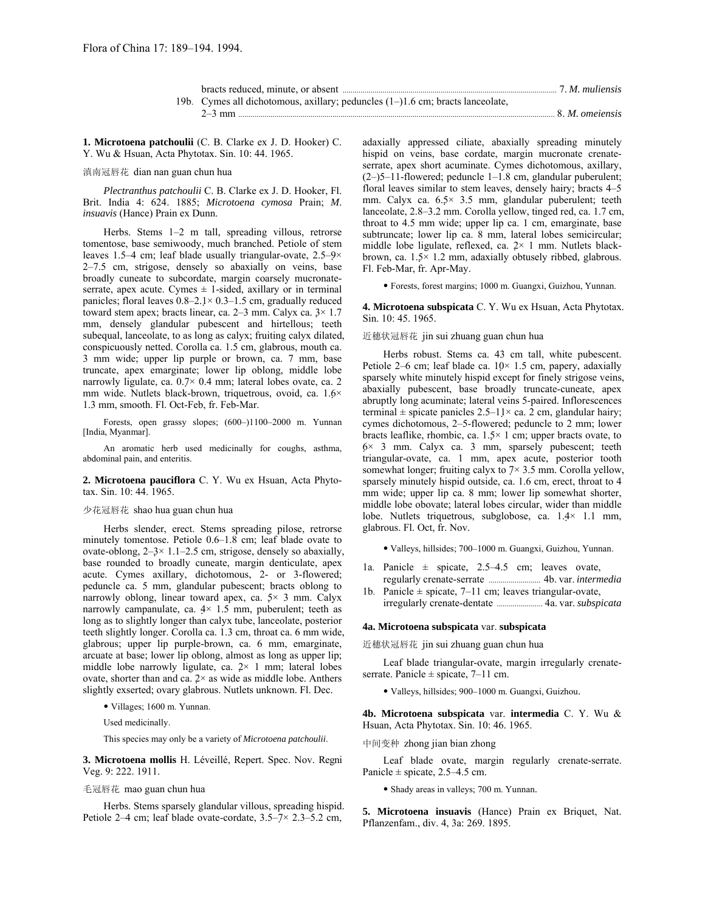bracts reduced, minute, or absent ..................... 7. *M. muliensis*

19b. Cymes all dichotomous, axillary; peduncles (1–)1.6 cm; bracts lanceolate, 2–3 mm ..................... 8. *M. omeiensis*

**1. Microtoena patchoulii** (C. B. Clarke ex J. D. Hooker) C. Y. Wu & Hsuan, Acta Phytotax. Sin. 10: 44. 1965.

滇南冠唇花 dian nan guan chun hua

*Plectranthus patchoulii* C. B. Clarke ex J. D. Hooker, Fl. Brit. India 4: 624. 1885; *Microtoena cymosa* Prain; *M. insuavis* (Hance) Prain ex Dunn.

Herbs. Stems 1–2 m tall, spreading villous, retrorse tomentose, base semiwoody, much branched. Petiole of stem leaves 1.5–4 cm; leaf blade usually triangular-ovate, 2.5–9× 2–7.5 cm, strigose, densely so abaxially on veins, base broadly cuneate to subcordate, margin coarsely mucronate-serrate, apex acute. Cymes ± 1-sided, axillary or in terminal panicles; floral leaves 0.8–2.1× 0.3–1.5 cm, gradually reduced toward stem apex; bracts linear, ca. 2–3 mm. Calyx ca. 3× 1.7 mm, densely glandular pubescent and hirtellous; teeth subequal, lanceolate, to as long as calyx; fruiting calyx dilated, conspicuously netted. Corolla ca. 1.5 cm, glabrous, mouth ca. 3 mm wide; upper lip purple or brown, ca. 7 mm, base truncate, apex emarginate; lower lip oblong, middle lobe narrowly ligulate, ca. 0.7× 0.4 mm; lateral lobes ovate, ca. 2 mm wide. Nutlets black-brown, triquetrous, ovoid, ca. 1.6× 1.3 mm, smooth. Fl. Oct-Feb, fr. Feb-Mar.

Forests, open grassy slopes; (600–)1100–2000 m. Yunnan [India, Myanmar].

An aromatic herb used medicinally for coughs, asthma, abdominal pain, and enteritis.

**2. Microtoena pauciflora** C. Y. Wu ex Hsuan, Acta Phytotax. Sin. 10: 44. 1965.

少花冠唇花 shao hua guan chun hua

Herbs slender, erect. Stems spreading pilose, retrorse minutely tomentose. Petiole 0.6–1.8 cm; leaf blade ovate to ovate-oblong, 2–3× 1.1–2.5 cm, strigose, densely so abaxially, base rounded to broadly cuneate, margin denticulate, apex acute. Cymes axillary, dichotomous, 2- or 3-flowered; peduncle ca. 5 mm, glandular pubescent; bracts oblong to narrowly oblong, linear toward apex, ca. 5× 3 mm. Calyx narrowly campanulate, ca. 4× 1.5 mm, puberulent; teeth as long as to slightly longer than calyx tube, lanceolate, posterior teeth slightly longer. Corolla ca. 1.3 cm, throat ca. 6 mm wide, glabrous; upper lip purple-brown, ca. 6 mm, emarginate, arcuate at base; lower lip oblong, almost as long as upper lip; middle lobe narrowly ligulate, ca. 2× 1 mm; lateral lobes ovate, shorter than and ca. 2× as wide as middle lobe. Anthers slightly exserted; ovary glabrous. Nutlets unknown. Fl. Dec.

- Villages; 1600 m. Yunnan.

Used medicinally.

This species may only be a variety of *Microtoena patchoulii*.

**3. Microtoena mollis** H. Léveillé, Repert. Spec. Nov. Regni Veg. 9: 222. 1911.

毛冠唇花 mao guan chun hua

Herbs. Stems sparsely glandular villous, spreading hispid. Petiole 2–4 cm; leaf blade ovate-cordate, 3.5–7× 2.3–5.2 cm, adaxially appressed ciliate, abaxially spreading minutely hispid on veins, base cordate, margin mucronate crenate-serrate, apex short acuminate. Cymes dichotomous, axillary, (2–)5–11-flowered; peduncle 1–1.8 cm, glandular puberulent; floral leaves similar to stem leaves, densely hairy; bracts 4–5 mm. Calyx ca. 6.5× 3.5 mm, glandular puberulent; teeth lanceolate, 2.8–3.2 mm. Corolla yellow, tinged red, ca. 1.7 cm, throat to 4.5 mm wide; upper lip ca. 1 cm, emarginate, base subtruncate; lower lip ca. 8 mm, lateral lobes semicircular; middle lobe ligulate, reflexed, ca. 2× 1 mm. Nutlets black-brown, ca. 1.5× 1.2 mm, adaxially obtusely ribbed, glabrous. Fl. Feb-Mar, fr. Apr-May.

- Forests, forest margins; 1000 m. Guangxi, Guizhou, Yunnan.

**4. Microtoena subspicata** C. Y. Wu ex Hsuan, Acta Phytotax. Sin. 10: 45. 1965.

近穗状冠唇花 jin sui zhuang guan chun hua

Herbs robust. Stems ca. 43 cm tall, white pubescent. Petiole 2–6 cm; leaf blade ca. 10× 1.5 cm, papery, adaxially sparsely white minutely hispid except for finely strigose veins, abaxially pubescent, base broadly truncate-cuneate, apex abruptly long acuminate; lateral veins 5-paired. Inflorescences terminal ± spicate panicles 2.5–11× ca. 2 cm, glandular hairy; cymes dichotomous, 2–5-flowered; peduncle to 2 mm; lower bracts leaflike, rhombic, ca. 1.5× 1 cm; upper bracts ovate, to 6× 3 mm. Calyx ca. 3 mm, sparsely pubescent; teeth triangular-ovate, ca. 1 mm, apex acute, posterior tooth somewhat longer; fruiting calyx to 7× 3.5 mm. Corolla yellow, sparsely minutely hispid outside, ca. 1.6 cm, erect, throat to 4 mm wide; upper lip ca. 8 mm; lower lip somewhat shorter, middle lobe obovate; lateral lobes circular, wider than middle lobe. Nutlets triquetrous, subglobose, ca. 1.4× 1.1 mm, glabrous. Fl. Oct, fr. Nov.

- Valleys, hillsides; 700–1000 m. Guangxi, Guizhou, Yunnan.

1a. Panicle ± spicate, 2.5–4.5 cm; leaves ovate, regularly crenate-serrate ..................... 4b. var. *intermedia*

1b. Panicle ± spicate, 7–11 cm; leaves triangular-ovate, irregularly crenate-dentate ..................... 4a. var. *subspicata*

**4a. Microtoena subspicata** var. **subspicata**

近穗状冠唇花 jin sui zhuang guan chun hua

Leaf blade triangular-ovate, margin irregularly crenate-serrate. Panicle ± spicate, 7–11 cm.

- Valleys, hillsides; 900–1000 m. Guangxi, Guizhou.

**4b. Microtoena subspicata** var. **intermedia** C. Y. Wu & Hsuan, Acta Phytotax. Sin. 10: 46. 1965.

中间变种 zhong jian bian zhong

Leaf blade ovate, margin regularly crenate-serrate. Panicle ± spicate, 2.5–4.5 cm.

- Shady areas in valleys; 700 m. Yunnan.

**5. Microtoena insuavis** (Hance) Prain ex Briquet, Nat. Pflanzenfam., div. 4, 3a: 269. 1895.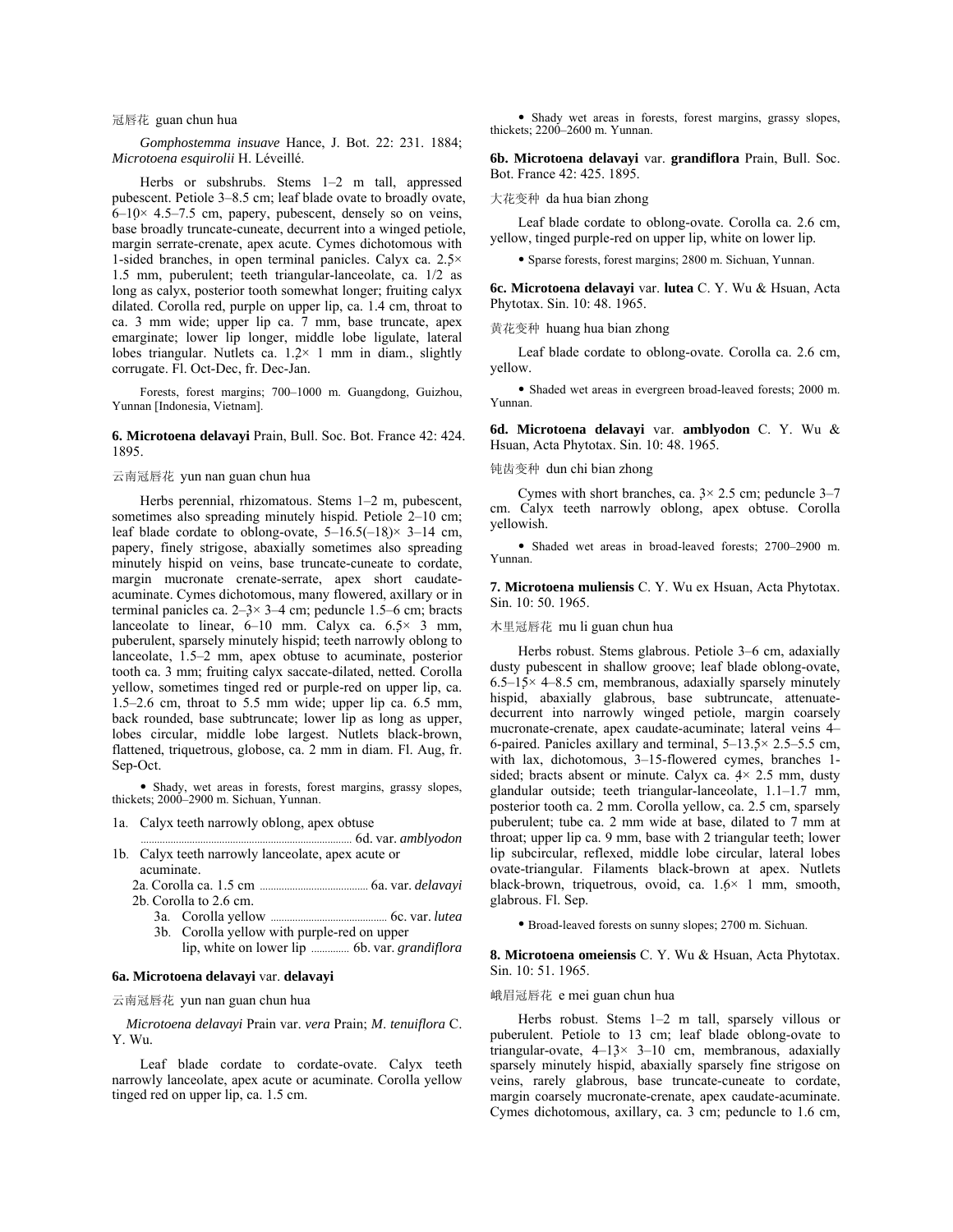冠唇花 guan chun hua

*Gomphostemma insuave* Hance, J. Bot. 22: 231. 1884; *Microtoena esquirolii* H. Léveillé.

Herbs or subshrubs. Stems 1–2 m tall, appressed pubescent. Petiole 3–8.5 cm; leaf blade ovate to broadly ovate, 6–10 × 4.5–7.5 cm, papery, pubescent, densely so on veins, base broadly truncate-cuneate, decurrent into a winged petiole, margin serrate-crenate, apex acute. Cymes dichotomous with 1-sided branches, in open terminal panicles. Calyx ca. 2.5 × 1.5 mm, puberulent; teeth triangular-lanceolate, ca. 1/2 as long as calyx, posterior tooth somewhat longer; fruiting calyx dilated. Corolla red, purple on upper lip, ca. 1.4 cm, throat to ca. 3 mm wide; upper lip ca. 7 mm, base truncate, apex emarginate; lower lip longer, middle lobe ligulate, lateral lobes triangular. Nutlets ca. 1.2 × 1 mm in diam., slightly corrugate. Fl. Oct-Dec, fr. Dec-Jan.

Forests, forest margins; 700–1000 m. Guangdong, Guizhou, Yunnan [Indonesia, Vietnam].

**6. Microtoena delavayi** Prain, Bull. Soc. Bot. France 42: 424. 1895.

云南冠唇花 yun nan guan chun hua

Herbs perennial, rhizomatous. Stems 1–2 m, pubescent, sometimes also spreading minutely hispid. Petiole 2–10 cm; leaf blade cordate to oblong-ovate, 5–16.5(–18) × 3–14 cm, papery, finely strigose, abaxially sometimes also spreading minutely hispid on veins, base truncate-cuneate to cordate, margin mucronate crenate-serrate, apex short caudate-acuminate. Cymes dichotomous, many flowered, axillary or in terminal panicles ca. 2–3 × 3–4 cm; peduncle 1.5–6 cm; bracts lanceolate to linear, 6–10 mm. Calyx ca. 6.5 × 3 mm, puberulent, sparsely minutely hispid; teeth narrowly oblong to lanceolate, 1.5–2 mm, apex obtuse to acuminate, posterior tooth ca. 3 mm; fruiting calyx saccate-dilated, netted. Corolla yellow, sometimes tinged red or purple-red on upper lip, ca. 1.5–2.6 cm, throat to 5.5 mm wide; upper lip ca. 6.5 mm, back rounded, base subtruncate; lower lip as long as upper, lobes circular, middle lobe largest. Nutlets black-brown, flattened, triquetrous, globose, ca. 2 mm in diam. Fl. Aug, fr. Sep-Oct.

• Shady, wet areas in forests, forest margins, grassy slopes, thickets; 2000–2900 m. Sichuan, Yunnan.

1a. Calyx teeth narrowly oblong, apex obtuse ............ 6d. var. *amblyodon*
1b. Calyx teeth narrowly lanceolate, apex acute or acuminate.
  2a. Corolla ca. 1.5 cm ............ 6a. var. *delavayi*
  2b. Corolla to 2.6 cm.
    3a. Corolla yellow ............ 6c. var. *lutea*
    3b. Corolla yellow with purple-red on upper lip, white on lower lip ............ 6b. var. *grandiflora*

**6a. Microtoena delavayi** var. **delavayi**

云南冠唇花 yun nan guan chun hua

*Microtoena delavayi* Prain var. *vera* Prain; *M. tenuiflora* C. Y. Wu.

Leaf blade cordate to cordate-ovate. Calyx teeth narrowly lanceolate, apex acute or acuminate. Corolla yellow tinged red on upper lip, ca. 1.5 cm.

• Shady wet areas in forests, forest margins, grassy slopes, thickets; 2200–2600 m. Yunnan.

**6b. Microtoena delavayi** var. **grandiflora** Prain, Bull. Soc. Bot. France 42: 425. 1895.

大花变种 da hua bian zhong

Leaf blade cordate to oblong-ovate. Corolla ca. 2.6 cm, yellow, tinged purple-red on upper lip, white on lower lip.

• Sparse forests, forest margins; 2800 m. Sichuan, Yunnan.

**6c. Microtoena delavayi** var. **lutea** C. Y. Wu & Hsuan, Acta Phytotax. Sin. 10: 48. 1965.

黄花变种 huang hua bian zhong

Leaf blade cordate to oblong-ovate. Corolla ca. 2.6 cm, yellow.

• Shaded wet areas in evergreen broad-leaved forests; 2000 m. Yunnan.

**6d. Microtoena delavayi** var. **amblyodon** C. Y. Wu & Hsuan, Acta Phytotax. Sin. 10: 48. 1965.

钝齿变种 dun chi bian zhong

Cymes with short branches, ca. 3 × 2.5 cm; peduncle 3–7 cm. Calyx teeth narrowly oblong, apex obtuse. Corolla yellowish.

• Shaded wet areas in broad-leaved forests; 2700–2900 m. Yunnan.

**7. Microtoena muliensis** C. Y. Wu ex Hsuan, Acta Phytotax. Sin. 10: 50. 1965.

木里冠唇花 mu li guan chun hua

Herbs robust. Stems glabrous. Petiole 3–6 cm, adaxially dusty pubescent in shallow groove; leaf blade oblong-ovate, 6.5–15 × 4–8.5 cm, membranous, adaxially sparsely minutely hispid, abaxially glabrous, base subtruncate, attenuate-decurrent into narrowly winged petiole, margin coarsely mucronate-crenate, apex caudate-acuminate; lateral veins 4–6-paired. Panicles axillary and terminal, 5–13.5 × 2.5–5.5 cm, with lax, dichotomous, 3–15-flowered cymes, branches 1-sided; bracts absent or minute. Calyx ca. 4 × 2.5 mm, dusty glandular outside; teeth triangular-lanceolate, 1.1–1.7 mm, posterior tooth ca. 2 mm. Corolla yellow, ca. 2.5 cm, sparsely puberulent; tube ca. 2 mm wide at base, dilated to 7 mm at throat; upper lip ca. 9 mm, base with 2 triangular teeth; lower lip subcircular, reflexed, middle lobe circular, lateral lobes ovate-triangular. Filaments black-brown at apex. Nutlets black-brown, triquetrous, ovoid, ca. 1.6 × 1 mm, smooth, glabrous. Fl. Sep.

• Broad-leaved forests on sunny slopes; 2700 m. Sichuan.

**8. Microtoena omeiensis** C. Y. Wu & Hsuan, Acta Phytotax. Sin. 10: 51. 1965.

峨眉冠唇花 e mei guan chun hua

Herbs robust. Stems 1–2 m tall, sparsely villous or puberulent. Petiole to 13 cm; leaf blade oblong-ovate to triangular-ovate, 4–13 × 3–10 cm, membranous, adaxially sparsely minutely hispid, abaxially sparsely fine strigose on veins, rarely glabrous, base truncate-cuneate to cordate, margin coarsely mucronate-crenate, apex caudate-acuminate. Cymes dichotomous, axillary, ca. 3 cm; peduncle to 1.6 cm,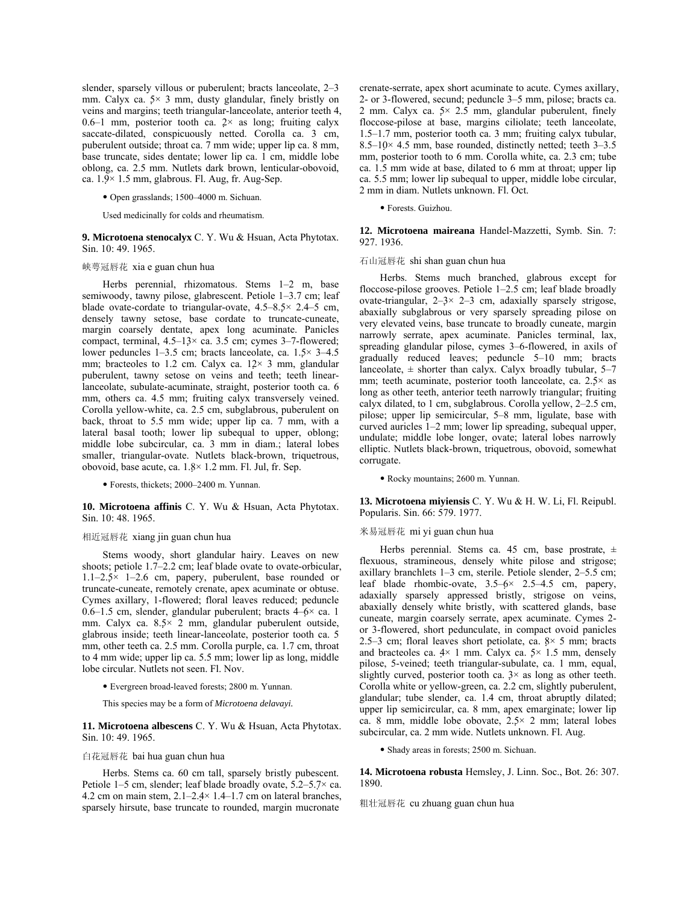slender, sparsely villous or puberulent; bracts lanceolate, 2–3 mm. Calyx ca. 5 × 3 mm, dusty glandular, finely bristly on veins and margins; teeth triangular-lanceolate, anterior teeth 4, 0.6–1 mm, posterior tooth ca. 2× as long; fruiting calyx saccate-dilated, conspicuously netted. Corolla ca. 3 cm, puberulent outside; throat ca. 7 mm wide; upper lip ca. 8 mm, base truncate, sides dentate; lower lip ca. 1 cm, middle lobe oblong, ca. 2.5 mm. Nutlets dark brown, lenticular-obovoid, ca. 1.9 × 1.5 mm, glabrous. Fl. Aug, fr. Aug–Sep.

- Open grasslands; 1500–4000 m. Sichuan.

Used medicinally for colds and rheumatism.

**9. Microtoena stenocalyx** C. Y. Wu & Hsuan, Acta Phytotax. Sin. 10: 49. 1965.

峡萼冠唇花 xia e guan chun hua

Herbs perennial, rhizomatous. Stems 1–2 m, base semiwoody, tawny pilose, glabrescent. Petiole 1–3.7 cm; leaf blade ovate-cordate to triangular-ovate, 4.5–8.5 × 2.4–5 cm, densely tawny setose, base cordate to truncate-cuneate, margin coarsely dentate, apex long acuminate. Panicles compact, terminal, 4.5–13 × ca. 3.5 cm; cymes 3–7-flowered; lower peduncles 1–3.5 cm; bracts lanceolate, ca. 1.5 × 3–4.5 mm; bracteoles to 1.2 cm. Calyx ca. 12 × 3 mm, glandular puberulent, tawny setose on veins and teeth; teeth linear-lanceolate, subulate-acuminate, straight, posterior tooth ca. 6 mm, others ca. 4.5 mm; fruiting calyx transversely veined. Corolla yellow-white, ca. 2.5 cm, subglabrous, puberulent on back, throat to 5.5 mm wide; upper lip ca. 7 mm, with a lateral basal tooth; lower lip subequal to upper, oblong; middle lobe subcircular, ca. 3 mm in diam.; lateral lobes smaller, triangular-ovate. Nutlets black-brown, triquetrous, obovoid, base acute, ca. 1.8 × 1.2 mm. Fl. Jul, fr. Sep.

- Forests, thickets; 2000–2400 m. Yunnan.

**10. Microtoena affinis** C. Y. Wu & Hsuan, Acta Phytotax. Sin. 10: 48. 1965.

相近冠唇花 xiang jin guan chun hua

Stems woody, short glandular hairy. Leaves on new shoots; petiole 1.7–2.2 cm; leaf blade ovate to ovate-orbicular, 1.1–2.5 × 1–2.6 cm, papery, puberulent, base rounded or truncate-cuneate, remotely crenate, apex acuminate or obtuse. Cymes axillary, 1-flowered; floral leaves reduced; peduncle 0.6–1.5 cm, slender, glandular puberulent; bracts 4–6 × ca. 1 mm. Calyx ca. 8.5 × 2 mm, glandular puberulent outside, glabrous inside; teeth linear-lanceolate, posterior tooth ca. 5 mm, other teeth ca. 2.5 mm. Corolla purple, ca. 1.7 cm, throat to 4 mm wide; upper lip ca. 5.5 mm; lower lip as long, middle lobe circular. Nutlets not seen. Fl. Nov.

- Evergreen broad-leaved forests; 2800 m. Yunnan.

This species may be a form of *Microtoena delavayi.*

**11. Microtoena albescens** C. Y. Wu & Hsuan, Acta Phytotax. Sin. 10: 49. 1965.

白花冠唇花 bai hua guan chun hua

Herbs. Stems ca. 60 cm tall, sparsely bristly pubescent. Petiole 1–5 cm, slender; leaf blade broadly ovate, 5.2–5.7 × ca. 4.2 cm on main stem, 2.1–2.4 × 1.4–1.7 cm on lateral branches, sparsely hirsute, base truncate to rounded, margin mucronate crenate-serrate, apex short acuminate to acute. Cymes axillary, 2- or 3-flowered, secund; peduncle 3–5 mm, pilose; bracts ca. 2 mm. Calyx ca. 5 × 2.5 mm, glandular puberulent, finely floccose-pilose at base, margins ciliolate; teeth lanceolate, 1.5–1.7 mm, posterior tooth ca. 3 mm; fruiting calyx tubular, 8.5–10 × 4.5 mm, base rounded, distinctly netted; teeth 3–3.5 mm, posterior tooth to 6 mm. Corolla white, ca. 2.3 cm; tube ca. 1.5 mm wide at base, dilated to 6 mm at throat; upper lip ca. 5.5 mm; lower lip subequal to upper, middle lobe circular, 2 mm in diam. Nutlets unknown. Fl. Oct.

- Forests. Guizhou.

**12. Microtoena maireana** Handel-Mazzetti, Symb. Sin. 7: 927. 1936.

石山冠唇花 shi shan guan chun hua

Herbs. Stems much branched, glabrous except for floccose-pilose grooves. Petiole 1–2.5 cm; leaf blade broadly ovate-triangular, 2–3 × 2–3 cm, adaxially sparsely strigose, abaxially subglabrous or very sparsely spreading pilose on very elevated veins, base truncate to broadly cuneate, margin narrowly serrate, apex acuminate. Panicles terminal, lax, spreading glandular pilose, cymes 3–6-flowered, in axils of gradually reduced leaves; peduncle 5–10 mm; bracts lanceolate, ± shorter than calyx. Calyx broadly tubular, 5–7 mm; teeth acuminate, posterior tooth lanceolate, ca. 2.5 × as long as other teeth, anterior teeth narrowly triangular; fruiting calyx dilated, to 1 cm, subglabrous. Corolla yellow, 2–2.5 cm, pilose; upper lip semicircular, 5–8 mm, ligulate, base with curved auricles 1–2 mm; lower lip spreading, subequal upper, undulate; middle lobe longer, ovate; lateral lobes narrowly elliptic. Nutlets black-brown, triquetrous, obovoid, somewhat corrugate.

- Rocky mountains; 2600 m. Yunnan.

**13. Microtoena miyiensis** C. Y. Wu & H. W. Li, Fl. Reipubl. Popularis. Sin. 66: 579. 1977.

米易冠唇花 mi yi guan chun hua

Herbs perennial. Stems ca. 45 cm, base prostrate, ± flexuous, stramineous, densely white pilose and strigose; axillary branchlets 1–3 cm, sterile. Petiole slender, 2–5.5 cm; leaf blade rhombic-ovate, 3.5–6 × 2.5–4.5 cm, papery, adaxially sparsely appressed bristly, strigose on veins, abaxially densely white bristly, with scattered glands, base cuneate, margin coarsely serrate, apex acuminate. Cymes 2- or 3-flowered, short pedunculate, in compact ovoid panicles 2.5–3 cm; floral leaves short petiolate, ca. 8 × 5 mm; bracts and bracteoles ca. 4 × 1 mm. Calyx ca. 5 × 1.5 mm, densely pilose, 5-veined; teeth triangular-subulate, ca. 1 mm, equal, slightly curved, posterior tooth ca. 3 × as long as other teeth. Corolla white or yellow-green, ca. 2.2 cm, slightly puberulent, glandular; tube slender, ca. 1.4 cm, throat abruptly dilated; upper lip semicircular, ca. 8 mm, apex emarginate; lower lip ca. 8 mm, middle lobe obovate, 2.5 × 2 mm; lateral lobes subcircular, ca. 2 mm wide. Nutlets unknown. Fl. Aug.

- Shady areas in forests; 2500 m. Sichuan.

**14. Microtoena robusta** Hemsley, J. Linn. Soc., Bot. 26: 307. 1890.

粗壮冠唇花 cu zhuang guan chun hua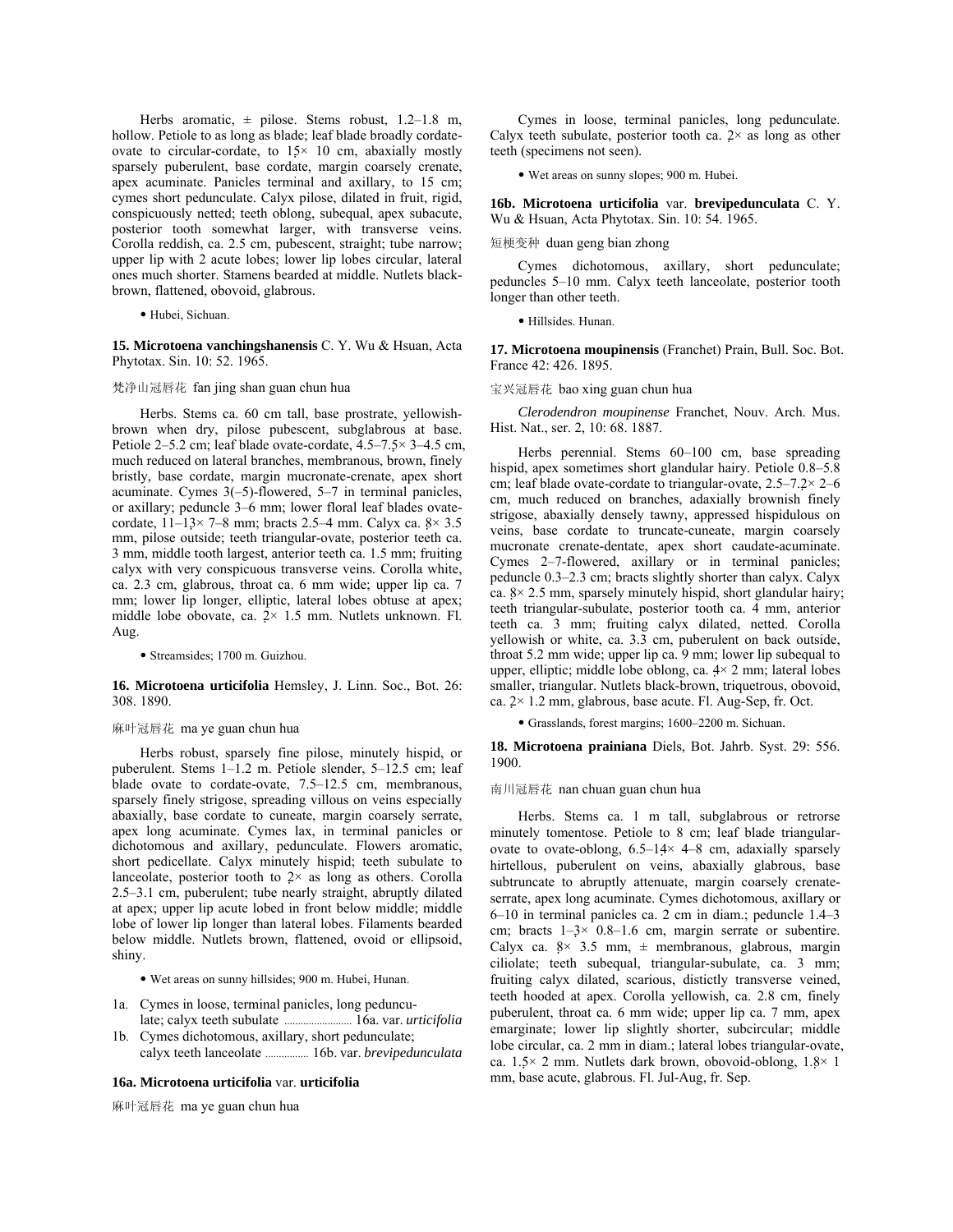Herbs aromatic, ± pilose. Stems robust, 1.2–1.8 m, hollow. Petiole to as long as blade; leaf blade broadly cordate-ovate to circular-cordate, to 15× 10 cm, abaxially mostly sparsely puberulent, base cordate, margin coarsely crenate, apex acuminate. Panicles terminal and axillary, to 15 cm; cymes short pedunculate. Calyx pilose, dilated in fruit, rigid, conspicuously netted; teeth oblong, subequal, apex subacute, posterior tooth somewhat larger, with transverse veins. Corolla reddish, ca. 2.5 cm, pubescent, straight; tube narrow; upper lip with 2 acute lobes; lower lip lobes circular, lateral ones much shorter. Stamens bearded at middle. Nutlets black-brown, flattened, obovoid, glabrous.

- Hubei, Sichuan.

**15. Microtoena vanchingshanensis** C. Y. Wu & Hsuan, Acta Phytotax. Sin. 10: 52. 1965.

梵净山冠唇花 fan jing shan guan chun hua

Herbs. Stems ca. 60 cm tall, base prostrate, yellowish-brown when dry, pilose pubescent, subglabrous at base. Petiole 2–5.2 cm; leaf blade ovate-cordate, 4.5–7.5× 3–4.5 cm, much reduced on lateral branches, membranous, brown, finely bristly, base cordate, margin mucronate-crenate, apex short acuminate. Cymes 3(–5)-flowered, 5–7 in terminal panicles, or axillary; peduncle 3–6 mm; lower floral leaf blades ovate-cordate, 11–13× 7–8 mm; bracts 2.5–4 mm. Calyx ca. 8× 3.5 mm, pilose outside; teeth triangular-ovate, posterior teeth ca. 3 mm, middle tooth largest, anterior teeth ca. 1.5 mm; fruiting calyx with very conspicuous transverse veins. Corolla white, ca. 2.3 cm, glabrous, throat ca. 6 mm wide; upper lip ca. 7 mm; lower lip longer, elliptic, lateral lobes obtuse at apex; middle lobe obovate, ca. 2× 1.5 mm. Nutlets unknown. Fl. Aug.

- Streamsides; 1700 m. Guizhou.

**16. Microtoena urticifolia** Hemsley, J. Linn. Soc., Bot. 26: 308. 1890.

麻叶冠唇花 ma ye guan chun hua

Herbs robust, sparsely fine pilose, minutely hispid, or puberulent. Stems 1–1.2 m. Petiole slender, 5–12.5 cm; leaf blade ovate to cordate-ovate, 7.5–12.5 cm, membranous, sparsely finely strigose, spreading villous on veins especially abaxially, base cordate to cuneate, margin coarsely serrate, apex long acuminate. Cymes lax, in terminal panicles or dichotomous and axillary, pedunculate. Flowers aromatic, short pedicellate. Calyx minutely hispid; teeth subulate to lanceolate, posterior tooth to 2× as long as others. Corolla 2.5–3.1 cm, puberulent; tube nearly straight, abruptly dilated at apex; upper lip acute lobed in front below middle; middle lobe of lower lip longer than lateral lobes. Filaments bearded below middle. Nutlets brown, flattened, ovoid or ellipsoid, shiny.

- Wet areas on sunny hillsides; 900 m. Hubei, Hunan.

1a. Cymes in loose, terminal panicles, long pedunculate; calyx teeth subulate .......................... 16a. var. *urticifolia*
1b. Cymes dichotomous, axillary, short pedunculate; calyx teeth lanceolate ................ 16b. var. *brevipedunculata*

**16a. Microtoena urticifolia** var. **urticifolia**

麻叶冠唇花 ma ye guan chun hua

Cymes in loose, terminal panicles, long pedunculate. Calyx teeth subulate, posterior tooth ca. 2× as long as other teeth (specimens not seen).

- Wet areas on sunny slopes; 900 m. Hubei.

**16b. Microtoena urticifolia** var. **brevipedunculata** C. Y. Wu & Hsuan, Acta Phytotax. Sin. 10: 54. 1965.

短梗变种 duan geng bian zhong

Cymes dichotomous, axillary, short pedunculate; peduncles 5–10 mm. Calyx teeth lanceolate, posterior tooth longer than other teeth.

- Hillsides. Hunan.

**17. Microtoena moupinensis** (Franchet) Prain, Bull. Soc. Bot. France 42: 426. 1895.

宝兴冠唇花 bao xing guan chun hua

*Clerodendron moupinense* Franchet, Nouv. Arch. Mus. Hist. Nat., ser. 2, 10: 68. 1887.

Herbs perennial. Stems 60–100 cm, base spreading hispid, apex sometimes short glandular hairy. Petiole 0.8–5.8 cm; leaf blade ovate-cordate to triangular-ovate, 2.5–7.2× 2–6 cm, much reduced on branches, adaxially brownish finely strigose, abaxially densely tawny, appressed hispidulous on veins, base cordate to truncate-cuneate, margin coarsely mucronate crenate-dentate, apex short caudate-acuminate. Cymes 2–7-flowered, axillary or in terminal panicles; peduncle 0.3–2.3 cm; bracts slightly shorter than calyx. Calyx ca. 8× 2.5 mm, sparsely minutely hispid, short glandular hairy; teeth triangular-subulate, posterior tooth ca. 4 mm, anterior teeth ca. 3 mm; fruiting calyx dilated, netted. Corolla yellowish or white, ca. 3.3 cm, puberulent on back outside, throat 5.2 mm wide; upper lip ca. 9 mm; lower lip subequal to upper, elliptic; middle lobe oblong, ca. 4× 2 mm; lateral lobes smaller, triangular. Nutlets black-brown, triquetrous, obovoid, ca. 2× 1.2 mm, glabrous, base acute. Fl. Aug-Sep, fr. Oct.

- Grasslands, forest margins; 1600–2200 m. Sichuan.

**18. Microtoena prainiana** Diels, Bot. Jahrb. Syst. 29: 556. 1900.

南川冠唇花 nan chuan guan chun hua

Herbs. Stems ca. 1 m tall, subglabrous or retrorse minutely tomentose. Petiole to 8 cm; leaf blade triangular-ovate to ovate-oblong, 6.5–14× 4–8 cm, adaxially sparsely hirtellous, puberulent on veins, abaxially glabrous, base subtruncate to abruptly attenuate, margin coarsely crenate-serrate, apex long acuminate. Cymes dichotomous, axillary or 6–10 in terminal panicles ca. 2 cm in diam.; peduncle 1.4–3 cm; bracts 1–3× 0.8–1.6 cm, margin serrate or subentire. Calyx ca. 8× 3.5 mm, ± membranous, glabrous, margin ciliolate; teeth subequal, triangular-subulate, ca. 3 mm; fruiting calyx dilated, scarious, distictly transverse veined, teeth hooded at apex. Corolla yellowish, ca. 2.8 cm, finely puberulent, throat ca. 6 mm wide; upper lip ca. 7 mm, apex emarginate; lower lip slightly shorter, subcircular; middle lobe circular, ca. 2 mm in diam.; lateral lobes triangular-ovate, ca. 1.5× 2 mm. Nutlets dark brown, obovoid-oblong, 1.8× 1 mm, base acute, glabrous. Fl. Jul-Aug, fr. Sep.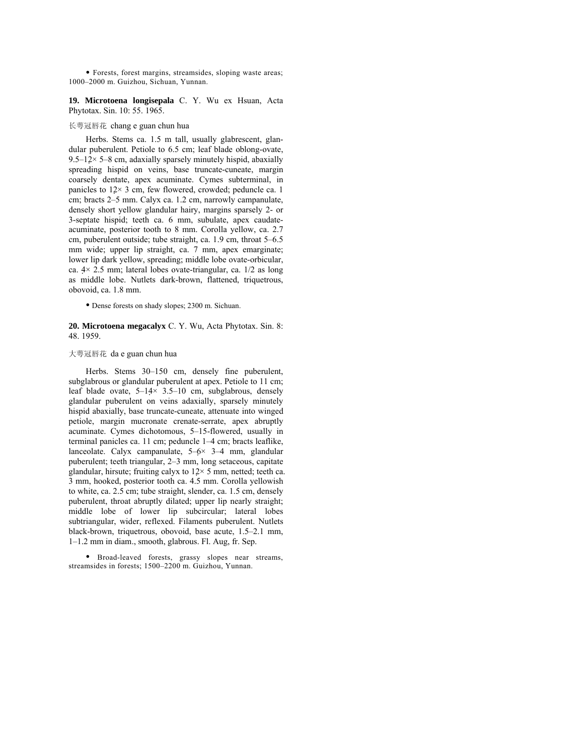• Forests, forest margins, streamsides, sloping waste areas; 1000–2000 m. Guizhou, Sichuan, Yunnan.

**19. Microtoena longisepala** C. Y. Wu ex Hsuan, Acta Phytotax. Sin. 10: 55. 1965.

长萼冠唇花 chang e guan chun hua

Herbs. Stems ca. 1.5 m tall, usually glabrescent, glandular puberulent. Petiole to 6.5 cm; leaf blade oblong-ovate, 9.5–12 × 5–8 cm, adaxially sparsely minutely hispid, abaxially spreading hispid on veins, base truncate-cuneate, margin coarsely dentate, apex acuminate. Cymes subterminal, in panicles to 12 × 3 cm, few flowered, crowded; peduncle ca. 1 cm; bracts 2–5 mm. Calyx ca. 1.2 cm, narrowly campanulate, densely short yellow glandular hairy, margins sparsely 2- or 3-septate hispid; teeth ca. 6 mm, subulate, apex caudate-acuminate, posterior tooth to 8 mm. Corolla yellow, ca. 2.7 cm, puberulent outside; tube straight, ca. 1.9 cm, throat 5–6.5 mm wide; upper lip straight, ca. 7 mm, apex emarginate; lower lip dark yellow, spreading; middle lobe ovate-orbicular, ca. 4 × 2.5 mm; lateral lobes ovate-triangular, ca. 1/2 as long as middle lobe. Nutlets dark-brown, flattened, triquetrous, obovoid, ca. 1.8 mm.

• Dense forests on shady slopes; 2300 m. Sichuan.

**20. Microtoena megacalyx** C. Y. Wu, Acta Phytotax. Sin. 8: 48. 1959.

大萼冠唇花 da e guan chun hua

Herbs. Stems 30–150 cm, densely fine puberulent, subglabrous or glandular puberulent at apex. Petiole to 11 cm; leaf blade ovate, 5–14 × 3.5–10 cm, subglabrous, densely glandular puberulent on veins adaxially, sparsely minutely hispid abaxially, base truncate-cuneate, attenuate into winged petiole, margin mucronate crenate-serrate, apex abruptly acuminate. Cymes dichotomous, 5–15-flowered, usually in terminal panicles ca. 11 cm; peduncle 1–4 cm; bracts leaflike, lanceolate. Calyx campanulate, 5–6 × 3–4 mm, glandular puberulent; teeth triangular, 2–3 mm, long setaceous, capitate glandular, hirsute; fruiting calyx to 12 × 5 mm, netted; teeth ca. 3 mm, hooked, posterior tooth ca. 4.5 mm. Corolla yellowish to white, ca. 2.5 cm; tube straight, slender, ca. 1.5 cm, densely puberulent, throat abruptly dilated; upper lip nearly straight; middle lobe of lower lip subcircular; lateral lobes subtriangular, wider, reflexed. Filaments puberulent. Nutlets black-brown, triquetrous, obovoid, base acute, 1.5–2.1 mm, 1–1.2 mm in diam., smooth, glabrous. Fl. Aug, fr. Sep.

• Broad-leaved forests, grassy slopes near streams, streamsides in forests; 1500–2200 m. Guizhou, Yunnan.